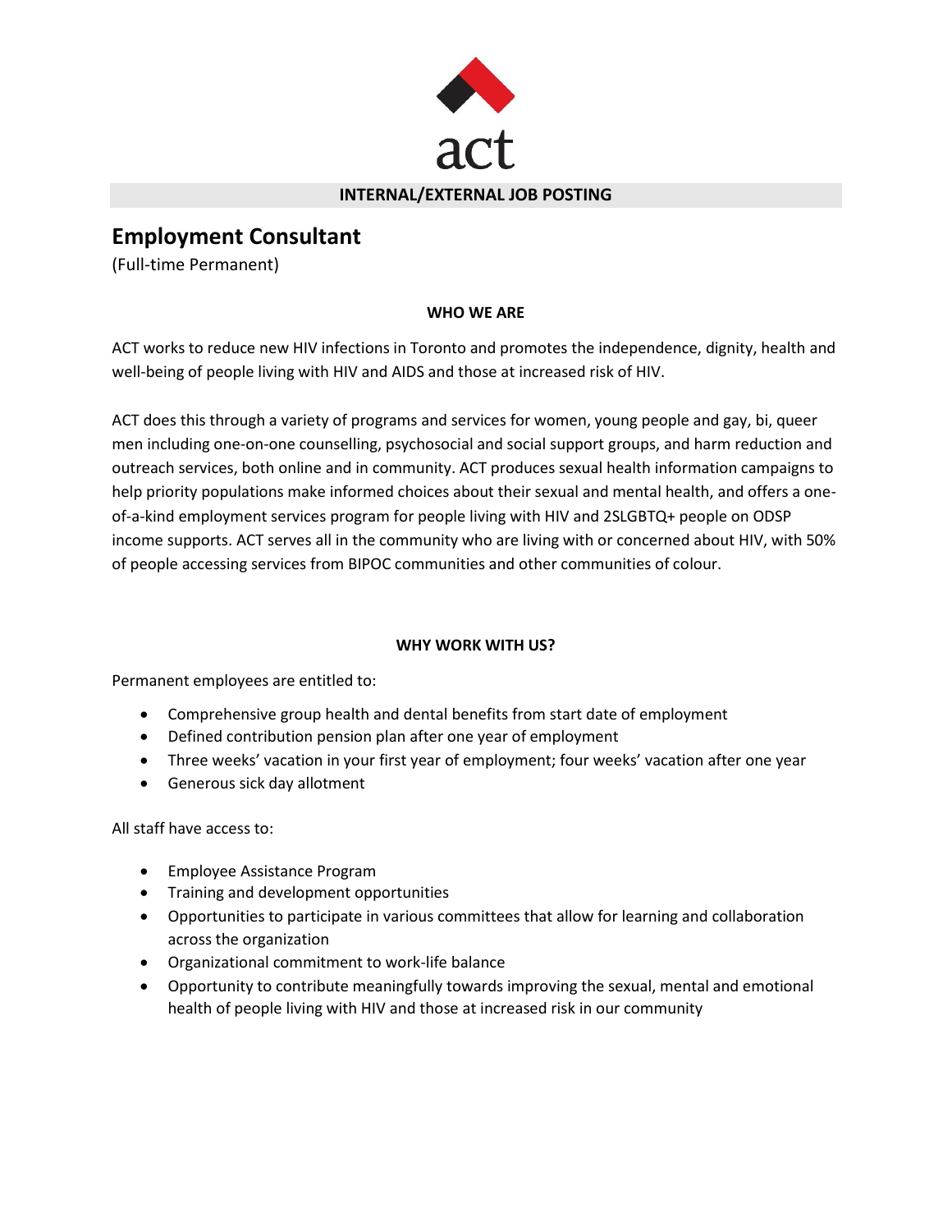act

**INTERNAL/EXTERNAL JOB POSTING**

# Employment Consultant

(Full-time Permanent)

## WHO WE ARE

ACT works to reduce new HIV infections in Toronto and promotes the independence, dignity, health and well-being of people living with HIV and AIDS and those at increased risk of HIV.

ACT does this through a variety of programs and services for women, young people and gay, bi, queer men including one-on-one counselling, psychosocial and social support groups, and harm reduction and outreach services, both online and in community. ACT produces sexual health information campaigns to help priority populations make informed choices about their sexual and mental health, and offers a one-of-a-kind employment services program for people living with HIV and 2SLGBTQ+ people on ODSP income supports. ACT serves all in the community who are living with or concerned about HIV, with 50% of people accessing services from BIPOC communities and other communities of colour.

## WHY WORK WITH US?

Permanent employees are entitled to:

- Comprehensive group health and dental benefits from start date of employment
- Defined contribution pension plan after one year of employment
- Three weeks' vacation in your first year of employment; four weeks' vacation after one year
- Generous sick day allotment

All staff have access to:

- Employee Assistance Program
- Training and development opportunities
- Opportunities to participate in various committees that allow for learning and collaboration across the organization
- Organizational commitment to work-life balance
- Opportunity to contribute meaningfully towards improving the sexual, mental and emotional health of people living with HIV and those at increased risk in our community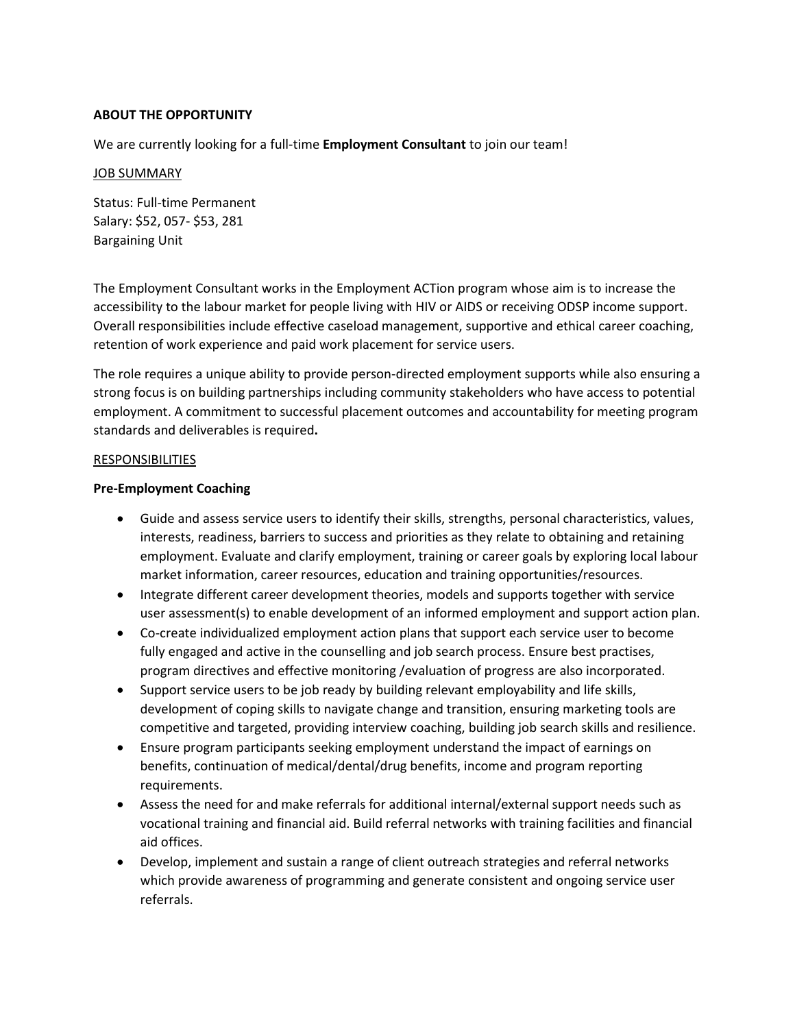**ABOUT THE OPPORTUNITY**

We are currently looking for a full-time **Employment Consultant** to join our team!

JOB SUMMARY

Status: Full-time Permanent
Salary: $52, 057- $53, 281
Bargaining Unit

The Employment Consultant works in the Employment ACTion program whose aim is to increase the accessibility to the labour market for people living with HIV or AIDS or receiving ODSP income support. Overall responsibilities include effective caseload management, supportive and ethical career coaching, retention of work experience and paid work placement for service users.

The role requires a unique ability to provide person-directed employment supports while also ensuring a strong focus is on building partnerships including community stakeholders who have access to potential employment. A commitment to successful placement outcomes and accountability for meeting program standards and deliverables is required**.**

RESPONSIBILITIES

**Pre-Employment Coaching**

- Guide and assess service users to identify their skills, strengths, personal characteristics, values, interests, readiness, barriers to success and priorities as they relate to obtaining and retaining employment. Evaluate and clarify employment, training or career goals by exploring local labour market information, career resources, education and training opportunities/resources.
- Integrate different career development theories, models and supports together with service user assessment(s) to enable development of an informed employment and support action plan.
- Co-create individualized employment action plans that support each service user to become fully engaged and active in the counselling and job search process. Ensure best practises, program directives and effective monitoring /evaluation of progress are also incorporated.
- Support service users to be job ready by building relevant employability and life skills, development of coping skills to navigate change and transition, ensuring marketing tools are competitive and targeted, providing interview coaching, building job search skills and resilience.
- Ensure program participants seeking employment understand the impact of earnings on benefits, continuation of medical/dental/drug benefits, income and program reporting requirements.
- Assess the need for and make referrals for additional internal/external support needs such as vocational training and financial aid. Build referral networks with training facilities and financial aid offices.
- Develop, implement and sustain a range of client outreach strategies and referral networks which provide awareness of programming and generate consistent and ongoing service user referrals.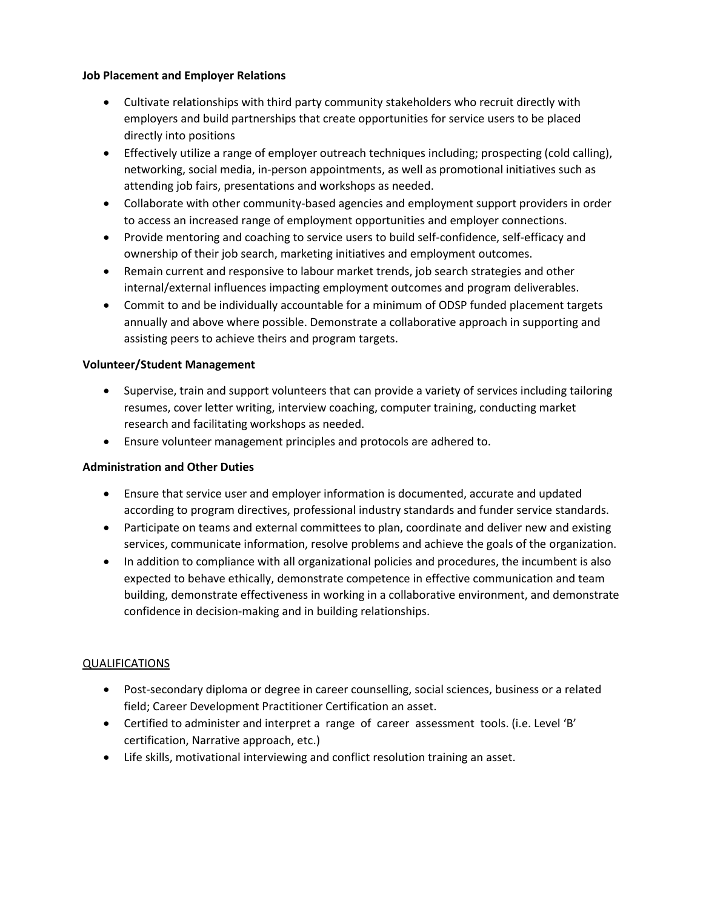**Job Placement and Employer Relations**

- Cultivate relationships with third party community stakeholders who recruit directly with employers and build partnerships that create opportunities for service users to be placed directly into positions
- Effectively utilize a range of employer outreach techniques including; prospecting (cold calling), networking, social media, in-person appointments, as well as promotional initiatives such as attending job fairs, presentations and workshops as needed.
- Collaborate with other community-based agencies and employment support providers in order to access an increased range of employment opportunities and employer connections.
- Provide mentoring and coaching to service users to build self-confidence, self-efficacy and ownership of their job search, marketing initiatives and employment outcomes.
- Remain current and responsive to labour market trends, job search strategies and other internal/external influences impacting employment outcomes and program deliverables.
- Commit to and be individually accountable for a minimum of ODSP funded placement targets annually and above where possible. Demonstrate a collaborative approach in supporting and assisting peers to achieve theirs and program targets.

**Volunteer/Student Management**

- Supervise, train and support volunteers that can provide a variety of services including tailoring resumes, cover letter writing, interview coaching, computer training, conducting market research and facilitating workshops as needed.
- Ensure volunteer management principles and protocols are adhered to.

**Administration and Other Duties**

- Ensure that service user and employer information is documented, accurate and updated according to program directives, professional industry standards and funder service standards.
- Participate on teams and external committees to plan, coordinate and deliver new and existing services, communicate information, resolve problems and achieve the goals of the organization.
- In addition to compliance with all organizational policies and procedures, the incumbent is also expected to behave ethically, demonstrate competence in effective communication and team building, demonstrate effectiveness in working in a collaborative environment, and demonstrate confidence in decision-making and in building relationships.

QUALIFICATIONS

- Post-secondary diploma or degree in career counselling, social sciences, business or a related field; Career Development Practitioner Certification an asset.
- Certified to administer and interpret a range of career assessment tools. (i.e. Level 'B' certification, Narrative approach, etc.)
- Life skills, motivational interviewing and conflict resolution training an asset.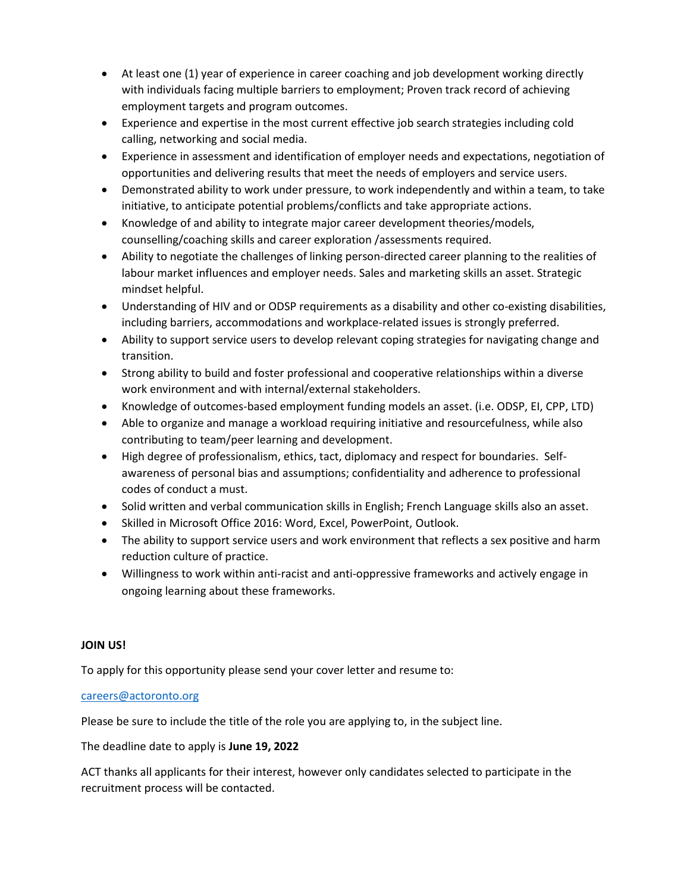- At least one (1) year of experience in career coaching and job development working directly with individuals facing multiple barriers to employment; Proven track record of achieving employment targets and program outcomes.
- Experience and expertise in the most current effective job search strategies including cold calling, networking and social media.
- Experience in assessment and identification of employer needs and expectations, negotiation of opportunities and delivering results that meet the needs of employers and service users.
- Demonstrated ability to work under pressure, to work independently and within a team, to take initiative, to anticipate potential problems/conflicts and take appropriate actions.
- Knowledge of and ability to integrate major career development theories/models, counselling/coaching skills and career exploration /assessments required.
- Ability to negotiate the challenges of linking person-directed career planning to the realities of labour market influences and employer needs. Sales and marketing skills an asset. Strategic mindset helpful.
- Understanding of HIV and or ODSP requirements as a disability and other co-existing disabilities, including barriers, accommodations and workplace-related issues is strongly preferred.
- Ability to support service users to develop relevant coping strategies for navigating change and transition.
- Strong ability to build and foster professional and cooperative relationships within a diverse work environment and with internal/external stakeholders.
- Knowledge of outcomes-based employment funding models an asset. (i.e. ODSP, EI, CPP, LTD)
- Able to organize and manage a workload requiring initiative and resourcefulness, while also contributing to team/peer learning and development.
- High degree of professionalism, ethics, tact, diplomacy and respect for boundaries. Self-awareness of personal bias and assumptions; confidentiality and adherence to professional codes of conduct a must.
- Solid written and verbal communication skills in English; French Language skills also an asset.
- Skilled in Microsoft Office 2016: Word, Excel, PowerPoint, Outlook.
- The ability to support service users and work environment that reflects a sex positive and harm reduction culture of practice.
- Willingness to work within anti-racist and anti-oppressive frameworks and actively engage in ongoing learning about these frameworks.

**JOIN US!**

To apply for this opportunity please send your cover letter and resume to:

careers@actoronto.org

Please be sure to include the title of the role you are applying to, in the subject line.

The deadline date to apply is **June 19, 2022**

ACT thanks all applicants for their interest, however only candidates selected to participate in the recruitment process will be contacted.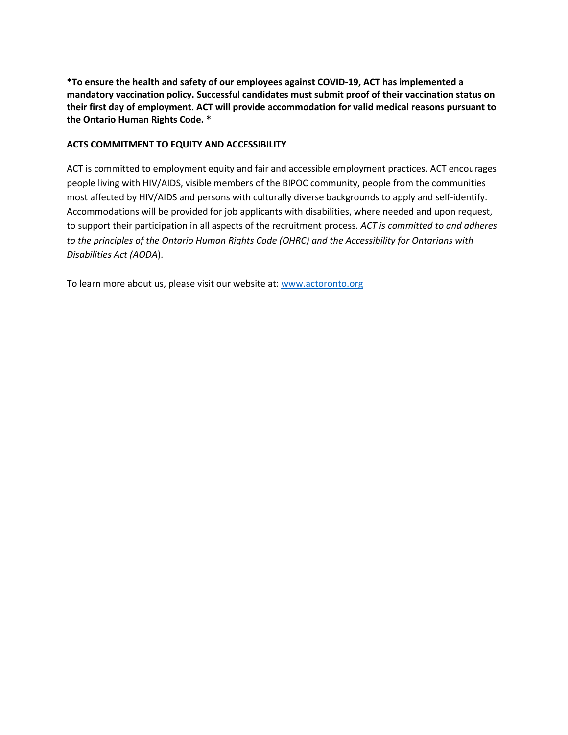**\*To ensure the health and safety of our employees against COVID-19, ACT has implemented a mandatory vaccination policy. Successful candidates must submit proof of their vaccination status on their first day of employment. ACT will provide accommodation for valid medical reasons pursuant to the Ontario Human Rights Code. \***

**ACTS COMMITMENT TO EQUITY AND ACCESSIBILITY**

ACT is committed to employment equity and fair and accessible employment practices. ACT encourages people living with HIV/AIDS, visible members of the BIPOC community, people from the communities most affected by HIV/AIDS and persons with culturally diverse backgrounds to apply and self-identify. Accommodations will be provided for job applicants with disabilities, where needed and upon request, to support their participation in all aspects of the recruitment process. *ACT is committed to and adheres to the principles of the Ontario Human Rights Code (OHRC) and the Accessibility for Ontarians with Disabilities Act (AODA*).

To learn more about us, please visit our website at: [www.actoronto.org](http://www.actoronto.org)